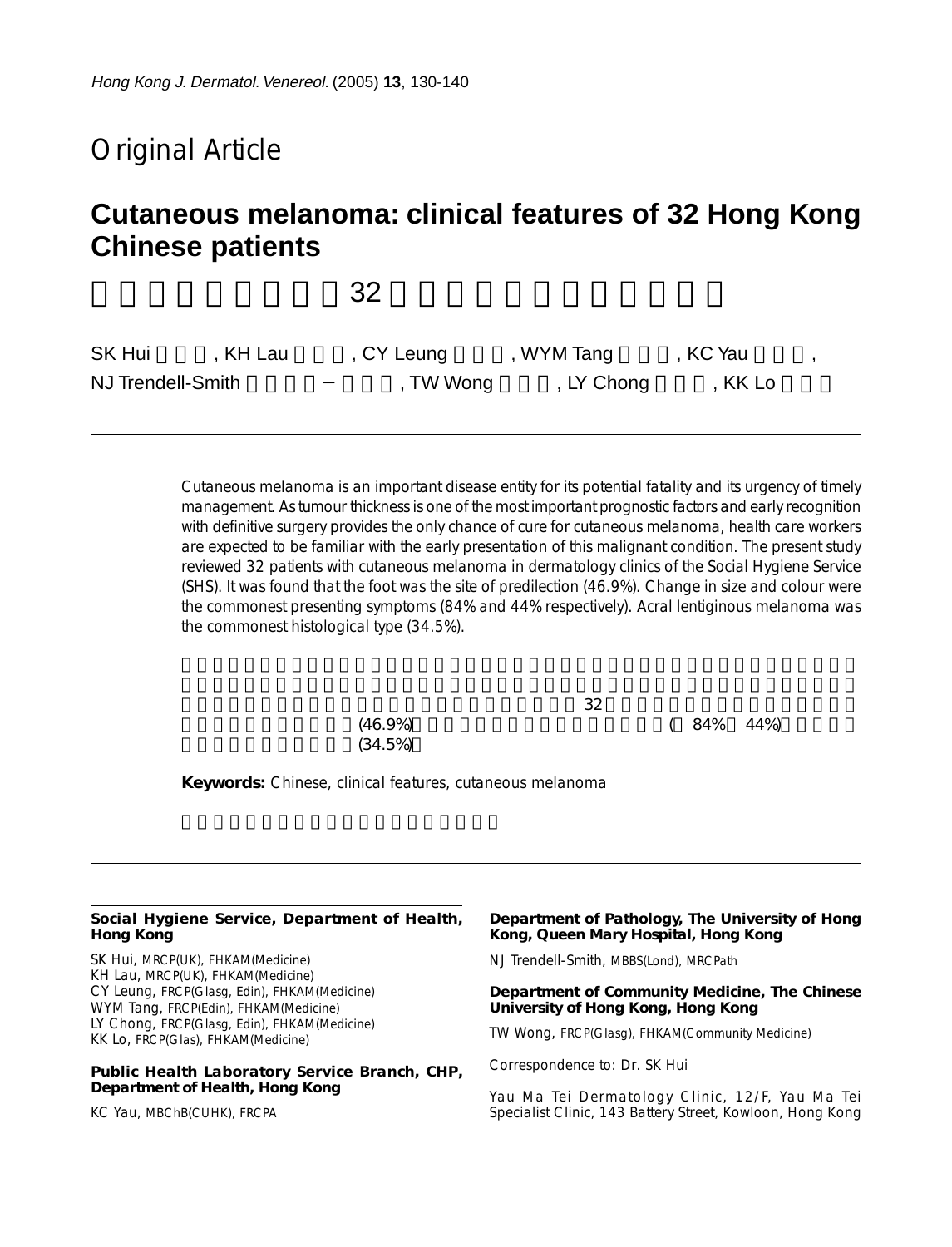Original Article

# Cutaneous melanoma: clinical features of 32 Hong Kong Chinese patients

SK Hui, KH Lau, CY Leung, WYM Tang, KC Yau, NJ Trendell-Smith, TW Wong, LY Chong, KK Lo

Cutaneous melanoma is an important disease entity for its potential fatality and its urgency of timely management. As tumour thickness is one of the most important prognostic factors and early recognition with definitive surgery provides the only chance of cure for cutaneous melanoma, health care workers are expected to be familiar with the early presentation of this malignant condition. The present study reviewed 32 patients with cutaneous melanoma in dermatology clinics of the Social Hygiene Service (SHS). It was found that the foot was the site of predilection (46.9%). Change in size and colour were the commonest presenting symptoms (84% and 44% respectively). Acral lentiginous melanoma was the commonest histological type (34.5%).

32 (46.9%) (84% 44%) (34.5%)

**Keywords:** Chinese, clinical features, cutaneous melanoma

**Social Hygiene Service, Department of Health, Hong Kong**

SK Hui, MRCP(UK), FHKAM(Medicine)
KH Lau, MRCP(UK), FHKAM(Medicine)
CY Leung, FRCP(Glasg, Edin), FHKAM(Medicine)
WYM Tang, FRCP(Edin), FHKAM(Medicine)
LY Chong, FRCP(Glasg, Edin), FHKAM(Medicine)
KK Lo, FRCP(Glas), FHKAM(Medicine)

**Public Health Laboratory Service Branch, CHP, Department of Health, Hong Kong**

KC Yau, MBChB(CUHK), FRCPA

**Department of Pathology, The University of Hong Kong, Queen Mary Hospital, Hong Kong**

NJ Trendell-Smith, MBBS(Lond), MRCPath

**Department of Community Medicine, The Chinese University of Hong Kong, Hong Kong**

TW Wong, FRCP(Glasg), FHKAM(Community Medicine)

Correspondence to: Dr. SK Hui

Yau Ma Tei Dermatology Clinic, 12/F, Yau Ma Tei Specialist Clinic, 143 Battery Street, Kowloon, Hong Kong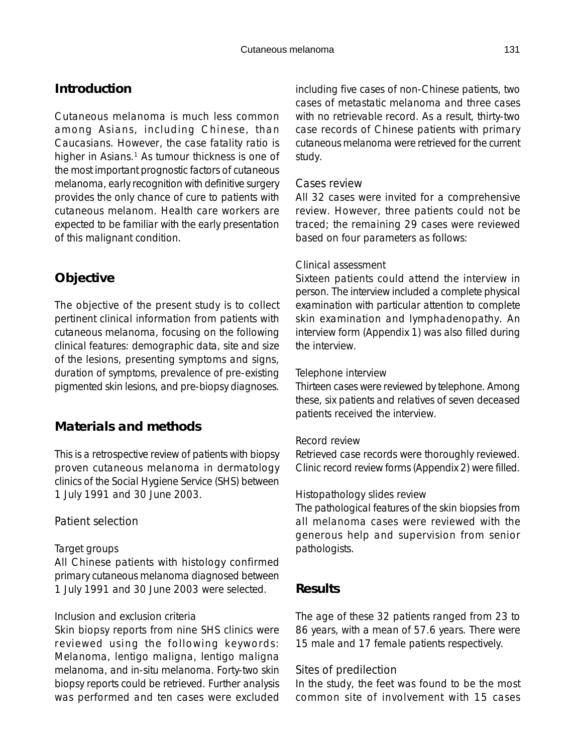## Introduction

Cutaneous melanoma is much less common among Asians, including Chinese, than Caucasians. However, the case fatality ratio is higher in Asians.[1] As tumour thickness is one of the most important prognostic factors of cutaneous melanoma, early recognition with definitive surgery provides the only chance of cure to patients with cutaneous melanom. Health care workers are expected to be familiar with the early presentation of this malignant condition.

## Objective

The objective of the present study is to collect pertinent clinical information from patients with cutaneous melanoma, focusing on the following clinical features: demographic data, site and size of the lesions, presenting symptoms and signs, duration of symptoms, prevalence of pre-existing pigmented skin lesions, and pre-biopsy diagnoses.

## Materials and methods

This is a retrospective review of patients with biopsy proven cutaneous melanoma in dermatology clinics of the Social Hygiene Service (SHS) between 1 July 1991 and 30 June 2003.

### Patient selection

#### Target groups

All Chinese patients with histology confirmed primary cutaneous melanoma diagnosed between 1 July 1991 and 30 June 2003 were selected.

#### Inclusion and exclusion criteria

Skin biopsy reports from nine SHS clinics were reviewed using the following keywords: Melanoma, lentigo maligna, lentigo maligna melanoma, and in-situ melanoma. Forty-two skin biopsy reports could be retrieved. Further analysis was performed and ten cases were excluded including five cases of non-Chinese patients, two cases of metastatic melanoma and three cases with no retrievable record. As a result, thirty-two case records of Chinese patients with primary cutaneous melanoma were retrieved for the current study.

### Cases review

All 32 cases were invited for a comprehensive review. However, three patients could not be traced; the remaining 29 cases were reviewed based on four parameters as follows:

#### Clinical assessment

Sixteen patients could attend the interview in person. The interview included a complete physical examination with particular attention to complete skin examination and lymphadenopathy. An interview form (Appendix 1) was also filled during the interview.

#### Telephone interview

Thirteen cases were reviewed by telephone. Among these, six patients and relatives of seven deceased patients received the interview.

#### Record review

Retrieved case records were thoroughly reviewed. Clinic record review forms (Appendix 2) were filled.

#### Histopathology slides review

The pathological features of the skin biopsies from all melanoma cases were reviewed with the generous help and supervision from senior pathologists.

## Results

The age of these 32 patients ranged from 23 to 86 years, with a mean of 57.6 years. There were 15 male and 17 female patients respectively.

### Sites of predilection

In the study, the feet was found to be the most common site of involvement with 15 cases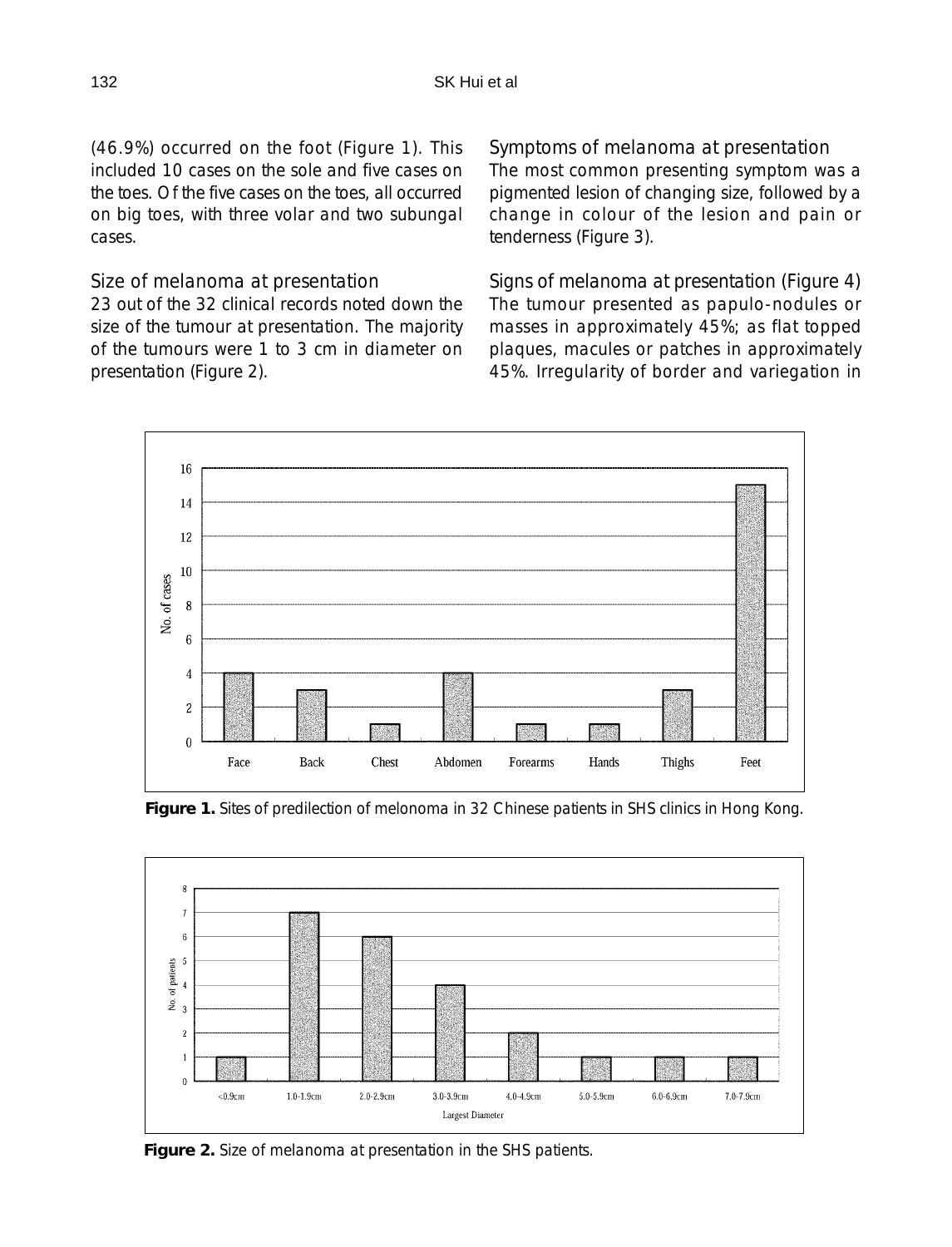(46.9%) occurred on the foot (Figure 1). This included 10 cases on the sole and five cases on the toes. Of the five cases on the toes, all occurred on big toes, with three volar and two subungal cases.

### Size of melanoma at presentation

23 out of the 32 clinical records noted down the size of the tumour at presentation. The majority of the tumours were 1 to 3 cm in diameter on presentation (Figure 2).

### Symptoms of melanoma at presentation

The most common presenting symptom was a pigmented lesion of changing size, followed by a change in colour of the lesion and pain or tenderness (Figure 3).

### Signs of melanoma at presentation (Figure 4)

The tumour presented as papulo-nodules or masses in approximately 45%; as flat topped plaques, macules or patches in approximately 45%. Irregularity of border and variegation in

**Figure 1.** Sites of predilection of melonoma in 32 Chinese patients in SHS clinics in Hong Kong.

**Figure 2.** Size of melanoma at presentation in the SHS patients.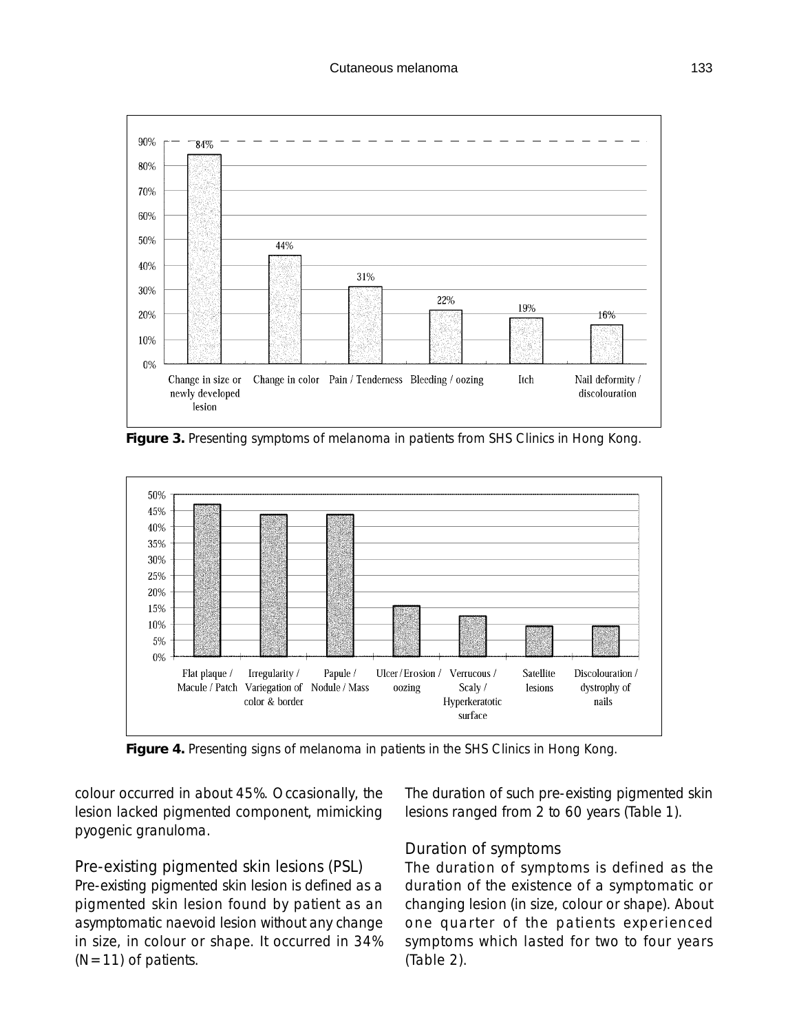Figure 3. Presenting symptoms of melanoma in patients from SHS Clinics in Hong Kong.

Figure 4. Presenting signs of melanoma in patients in the SHS Clinics in Hong Kong.

colour occurred in about 45%. Occasionally, the lesion lacked pigmented component, mimicking pyogenic granuloma.

### Pre-existing pigmented skin lesions (PSL)

Pre-existing pigmented skin lesion is defined as a pigmented skin lesion found by patient as an asymptomatic naevoid lesion without any change in size, in colour or shape. It occurred in 34% (N=11) of patients.

The duration of such pre-existing pigmented skin lesions ranged from 2 to 60 years (Table 1).

### Duration of symptoms

The duration of symptoms is defined as the duration of the existence of a symptomatic or changing lesion (in size, colour or shape). About one quarter of the patients experienced symptoms which lasted for two to four years (Table 2).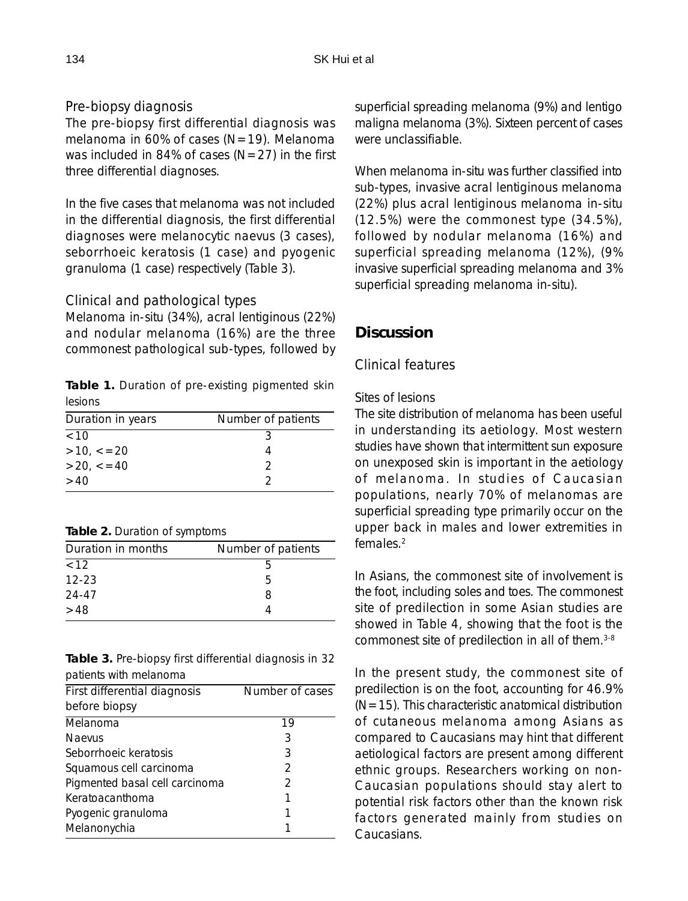### Pre-biopsy diagnosis

The pre-biopsy first differential diagnosis was melanoma in 60% of cases (N=19). Melanoma was included in 84% of cases (N=27) in the first three differential diagnoses.

In the five cases that melanoma was not included in the differential diagnosis, the first differential diagnoses were melanocytic naevus (3 cases), seborrhoeic keratosis (1 case) and pyogenic granuloma (1 case) respectively (Table 3).

### Clinical and pathological types

Melanoma in-situ (34%), acral lentiginous (22%) and nodular melanoma (16%) are the three commonest pathological sub-types, followed by superficial spreading melanoma (9%) and lentigo maligna melanoma (3%). Sixteen percent of cases were unclassifiable.

When melanoma in-situ was further classified into sub-types, invasive acral lentiginous melanoma (22%) plus acral lentiginous melanoma in-situ (12.5%) were the commonest type (34.5%), followed by nodular melanoma (16%) and superficial spreading melanoma (12%), (9% invasive superficial spreading melanoma and 3% superficial spreading melanoma in-situ).

**Table 1.** Duration of pre-existing pigmented skin lesions

| Duration in years | Number of patients |
|---|---|
| <10 | 3 |
| >10, <=20 | 4 |
| >20, <=40 | 2 |
| >40 | 2 |

**Table 2.** Duration of symptoms

| Duration in months | Number of patients |
|---|---|
| <12 | 5 |
| 12-23 | 5 |
| 24-47 | 8 |
| >48 | 4 |

**Table 3.** Pre-biopsy first differential diagnosis in 32 patients with melanoma

| First differential diagnosis before biopsy | Number of cases |
|---|---|
| Melanoma | 19 |
| Naevus | 3 |
| Seborrhoeic keratosis | 3 |
| Squamous cell carcinoma | 2 |
| Pigmented basal cell carcinoma | 2 |
| Keratoacanthoma | 1 |
| Pyogenic granuloma | 1 |
| Melanonychia | 1 |

## Discussion

### Clinical features

#### Sites of lesions

The site distribution of melanoma has been useful in understanding its aetiology. Most western studies have shown that intermittent sun exposure on unexposed skin is important in the aetiology of melanoma. In studies of Caucasian populations, nearly 70% of melanomas are superficial spreading type primarily occur on the upper back in males and lower extremities in females.[2]

In Asians, the commonest site of involvement is the foot, including soles and toes. The commonest site of predilection in some Asian studies are showed in Table 4, showing that the foot is the commonest site of predilection in all of them.[3-8]

In the present study, the commonest site of predilection is on the foot, accounting for 46.9% (N=15). This characteristic anatomical distribution of cutaneous melanoma among Asians as compared to Caucasians may hint that different aetiological factors are present among different ethnic groups. Researchers working on non-Caucasian populations should stay alert to potential risk factors other than the known risk factors generated mainly from studies on Caucasians.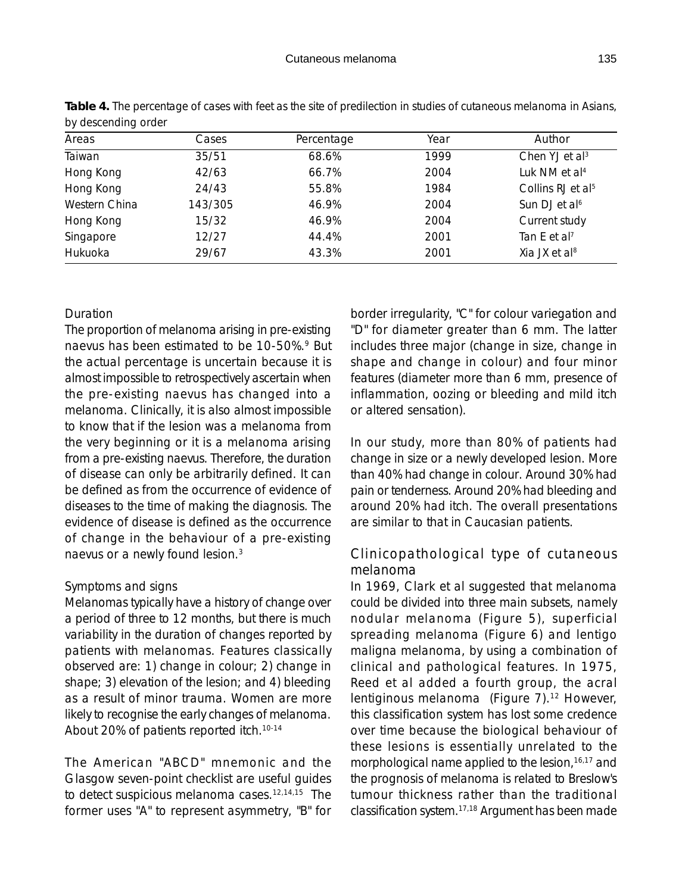**Table 4.** The percentage of cases with feet as the site of predilection in studies of cutaneous melanoma in Asians, by descending order

| Areas | Cases | Percentage | Year | Author |
| --- | --- | --- | --- | --- |
| Taiwan | 35/51 | 68.6% | 1999 | Chen YJ et al[3] |
| Hong Kong | 42/63 | 66.7% | 2004 | Luk NM et al[4] |
| Hong Kong | 24/43 | 55.8% | 1984 | Collins RJ et al[5] |
| Western China | 143/305 | 46.9% | 2004 | Sun DJ et al[6] |
| Hong Kong | 15/32 | 46.9% | 2004 | Current study |
| Singapore | 12/27 | 44.4% | 2001 | Tan E et al[7] |
| Hukuoka | 29/67 | 43.3% | 2001 | Xia JX et al[8] |

### Duration

The proportion of melanoma arising in pre-existing naevus has been estimated to be 10-50%.[9] But the actual percentage is uncertain because it is almost impossible to retrospectively ascertain when the pre-existing naevus has changed into a melanoma. Clinically, it is also almost impossible to know that if the lesion was a melanoma from the very beginning or it is a melanoma arising from a pre-existing naevus. Therefore, the duration of disease can only be arbitrarily defined. It can be defined as from the occurrence of evidence of diseases to the time of making the diagnosis. The evidence of disease is defined as the occurrence of change in the behaviour of a pre-existing naevus or a newly found lesion.[3]

### Symptoms and signs

Melanomas typically have a history of change over a period of three to 12 months, but there is much variability in the duration of changes reported by patients with melanomas. Features classically observed are: 1) change in colour; 2) change in shape; 3) elevation of the lesion; and 4) bleeding as a result of minor trauma. Women are more likely to recognise the early changes of melanoma. About 20% of patients reported itch.[10-14]

The American "ABCD" mnemonic and the Glasgow seven-point checklist are useful guides to detect suspicious melanoma cases.[12,14,15] The former uses "A" to represent asymmetry, "B" for border irregularity, "C" for colour variegation and "D" for diameter greater than 6 mm. The latter includes three major (change in size, change in shape and change in colour) and four minor features (diameter more than 6 mm, presence of inflammation, oozing or bleeding and mild itch or altered sensation).

In our study, more than 80% of patients had change in size or a newly developed lesion. More than 40% had change in colour. Around 30% had pain or tenderness. Around 20% had bleeding and around 20% had itch. The overall presentations are similar to that in Caucasian patients.

## Clinicopathological type of cutaneous melanoma

In 1969, Clark et al suggested that melanoma could be divided into three main subsets, namely nodular melanoma (Figure 5), superficial spreading melanoma (Figure 6) and lentigo maligna melanoma, by using a combination of clinical and pathological features. In 1975, Reed et al added a fourth group, the acral lentiginous melanoma (Figure 7).[12] However, this classification system has lost some credence over time because the biological behaviour of these lesions is essentially unrelated to the morphological name applied to the lesion,[16,17] and the prognosis of melanoma is related to Breslow's tumour thickness rather than the traditional classification system.[17,18] Argument has been made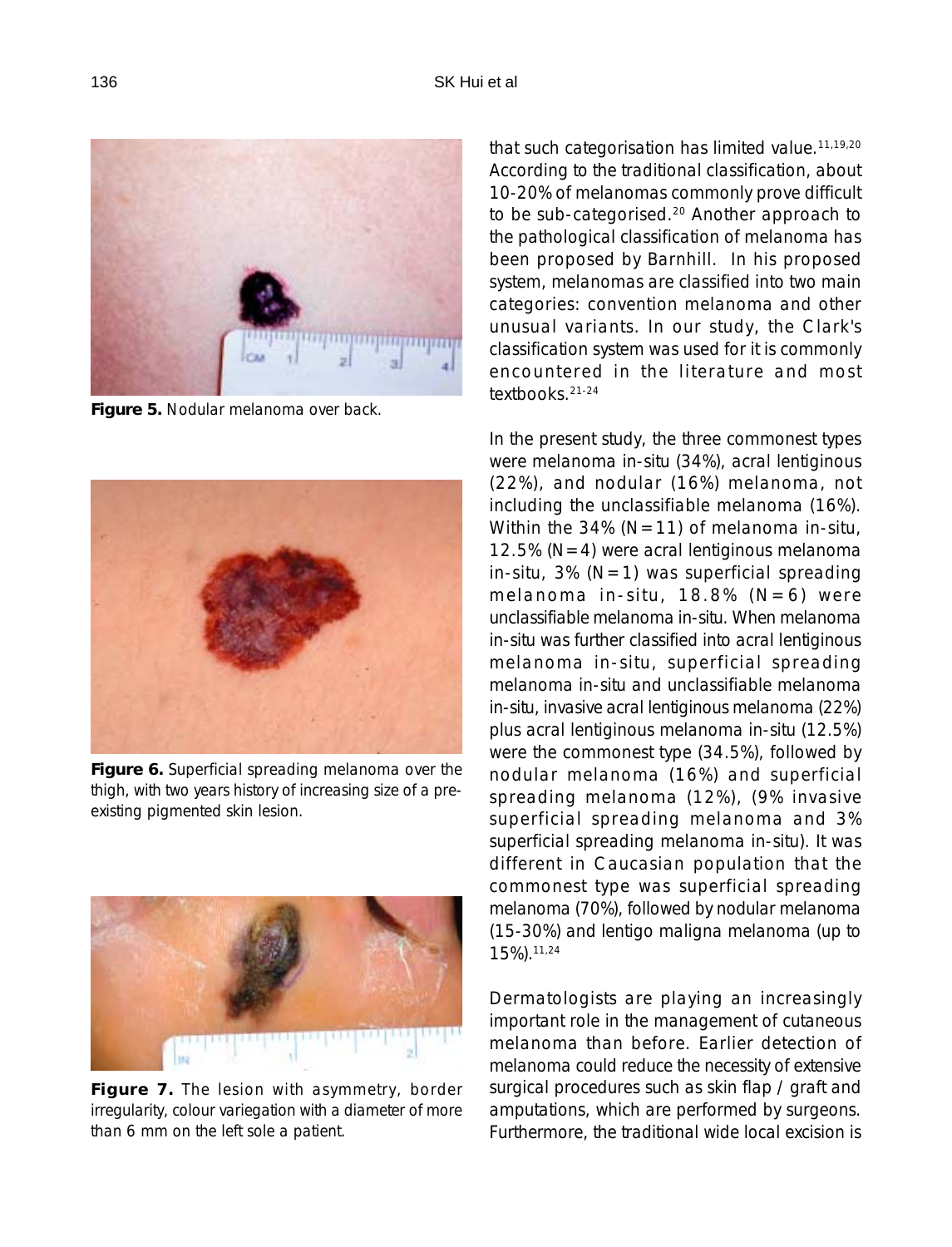**Figure 5.** Nodular melanoma over back.

**Figure 6.** Superficial spreading melanoma over the thigh, with two years history of increasing size of a pre-existing pigmented skin lesion.

**Figure 7.** The lesion with asymmetry, border irregularity, colour variegation with a diameter of more than 6 mm on the left sole a patient.

that such categorisation has limited value.[11,19,20] According to the traditional classification, about 10-20% of melanomas commonly prove difficult to be sub-categorised.[20] Another approach to the pathological classification of melanoma has been proposed by Barnhill. In his proposed system, melanomas are classified into two main categories: convention melanoma and other unusual variants. In our study, the Clark's classification system was used for it is commonly encountered in the literature and most textbooks.[21-24]

In the present study, the three commonest types were melanoma in-situ (34%), acral lentiginous (22%), and nodular (16%) melanoma, not including the unclassifiable melanoma (16%). Within the 34% (N=11) of melanoma in-situ, 12.5% (N=4) were acral lentiginous melanoma in-situ, 3% (N=1) was superficial spreading melanoma in-situ, 18.8% (N=6) were unclassifiable melanoma in-situ. When melanoma in-situ was further classified into acral lentiginous melanoma in-situ, superficial spreading melanoma in-situ and unclassifiable melanoma in-situ, invasive acral lentiginous melanoma (22%) plus acral lentiginous melanoma in-situ (12.5%) were the commonest type (34.5%), followed by nodular melanoma (16%) and superficial spreading melanoma (12%), (9% invasive superficial spreading melanoma and 3% superficial spreading melanoma in-situ). It was different in Caucasian population that the commonest type was superficial spreading melanoma (70%), followed by nodular melanoma (15-30%) and lentigo maligna melanoma (up to 15%).[11,24]

Dermatologists are playing an increasingly important role in the management of cutaneous melanoma than before. Earlier detection of melanoma could reduce the necessity of extensive surgical procedures such as skin flap / graft and amputations, which are performed by surgeons. Furthermore, the traditional wide local excision is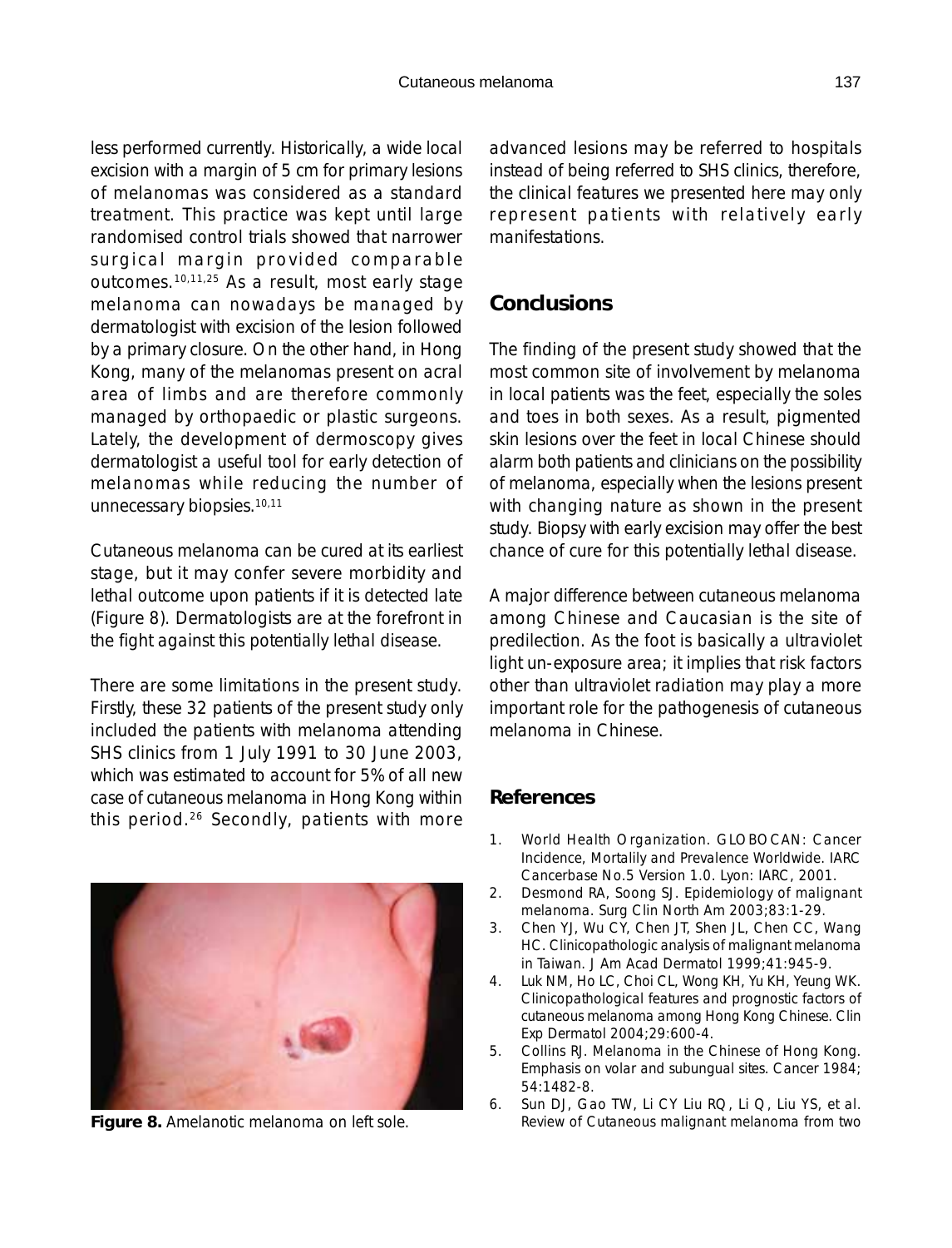less performed currently. Historically, a wide local excision with a margin of 5 cm for primary lesions of melanomas was considered as a standard treatment. This practice was kept until large randomised control trials showed that narrower surgical margin provided comparable outcomes.[10,11,25] As a result, most early stage melanoma can nowadays be managed by dermatologist with excision of the lesion followed by a primary closure. On the other hand, in Hong Kong, many of the melanomas present on acral area of limbs and are therefore commonly managed by orthopaedic or plastic surgeons. Lately, the development of dermoscopy gives dermatologist a useful tool for early detection of melanomas while reducing the number of unnecessary biopsies.[10,11]

Cutaneous melanoma can be cured at its earliest stage, but it may confer severe morbidity and lethal outcome upon patients if it is detected late (Figure 8). Dermatologists are at the forefront in the fight against this potentially lethal disease.

There are some limitations in the present study. Firstly, these 32 patients of the present study only included the patients with melanoma attending SHS clinics from 1 July 1991 to 30 June 2003, which was estimated to account for 5% of all new case of cutaneous melanoma in Hong Kong within this period.[26] Secondly, patients with more advanced lesions may be referred to hospitals instead of being referred to SHS clinics, therefore, the clinical features we presented here may only represent patients with relatively early manifestations.

**Figure 8.** Amelanotic melanoma on left sole.

## Conclusions

The finding of the present study showed that the most common site of involvement by melanoma in local patients was the feet, especially the soles and toes in both sexes. As a result, pigmented skin lesions over the feet in local Chinese should alarm both patients and clinicians on the possibility of melanoma, especially when the lesions present with changing nature as shown in the present study. Biopsy with early excision may offer the best chance of cure for this potentially lethal disease.

A major difference between cutaneous melanoma among Chinese and Caucasian is the site of predilection. As the foot is basically a ultraviolet light un-exposure area; it implies that risk factors other than ultraviolet radiation may play a more important role for the pathogenesis of cutaneous melanoma in Chinese.

## References

1. World Health Organization. GLOBOCAN: Cancer Incidence, Mortalily and Prevalence Worldwide. IARC Cancerbase No.5 Version 1.0. Lyon: IARC, 2001.
2. Desmond RA, Soong SJ. Epidemiology of malignant melanoma. Surg Clin North Am 2003;83:1-29.
3. Chen YJ, Wu CY, Chen JT, Shen JL, Chen CC, Wang HC. Clinicopathologic analysis of malignant melanoma in Taiwan. J Am Acad Dermatol 1999;41:945-9.
4. Luk NM, Ho LC, Choi CL, Wong KH, Yu KH, Yeung WK. Clinicopathological features and prognostic factors of cutaneous melanoma among Hong Kong Chinese. Clin Exp Dermatol 2004;29:600-4.
5. Collins RJ. Melanoma in the Chinese of Hong Kong. Emphasis on volar and subungual sites. Cancer 1984; 54:1482-8.
6. Sun DJ, Gao TW, Li CY Liu RQ, Li Q, Liu YS, et al. Review of Cutaneous malignant melanoma from two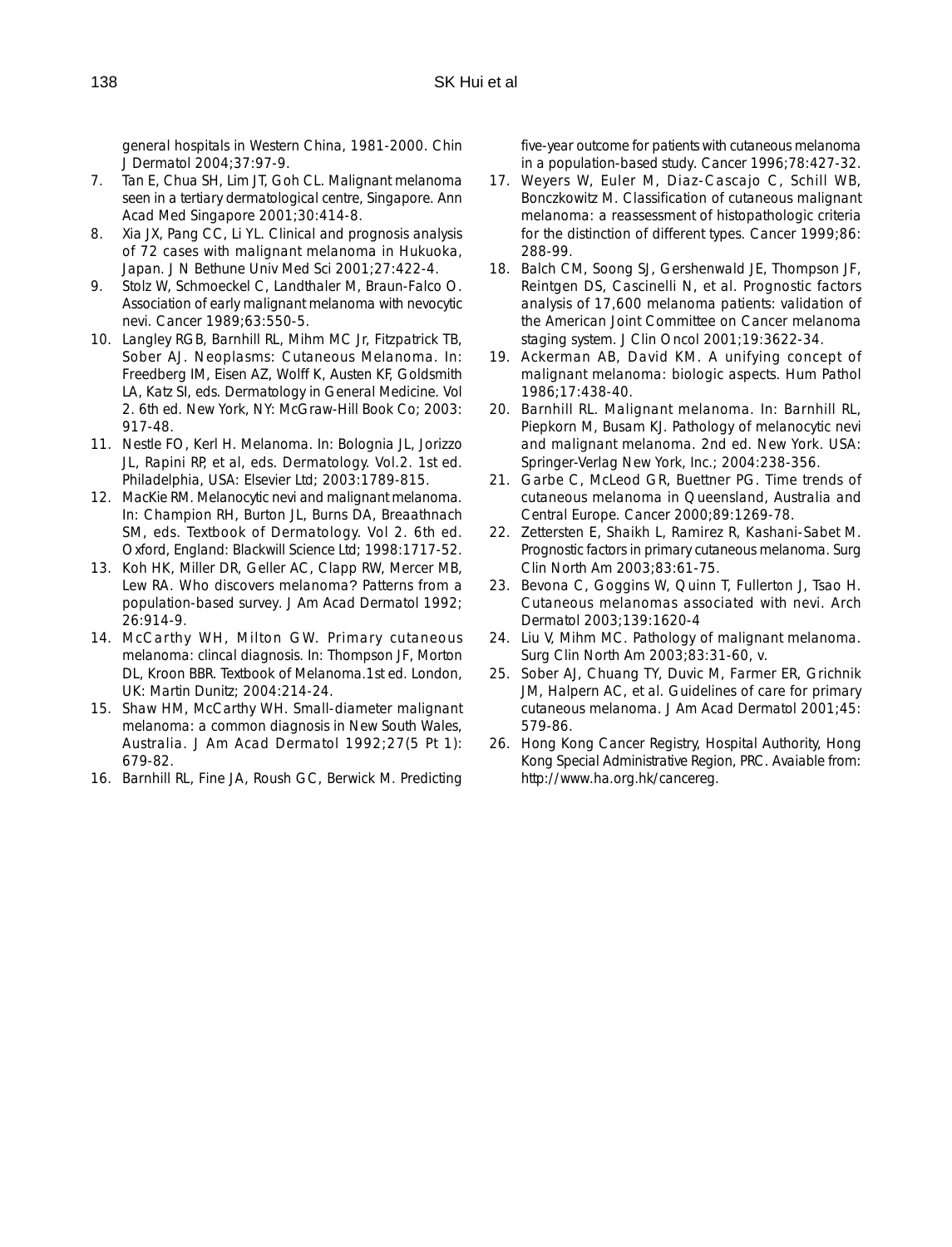general hospitals in Western China, 1981-2000. Chin J Dermatol 2004;37:97-9.

7. Tan E, Chua SH, Lim JT, Goh CL. Malignant melanoma seen in a tertiary dermatological centre, Singapore. Ann Acad Med Singapore 2001;30:414-8.
8. Xia JX, Pang CC, Li YL. Clinical and prognosis analysis of 72 cases with malignant melanoma in Hukuoka, Japan. J N Bethune Univ Med Sci 2001;27:422-4.
9. Stolz W, Schmoeckel C, Landthaler M, Braun-Falco O. Association of early malignant melanoma with nevocytic nevi. Cancer 1989;63:550-5.
10. Langley RGB, Barnhill RL, Mihm MC Jr, Fitzpatrick TB, Sober AJ. Neoplasms: Cutaneous Melanoma. In: Freedberg IM, Eisen AZ, Wolff K, Austen KF, Goldsmith LA, Katz SI, eds. Dermatology in General Medicine. Vol 2. 6th ed. New York, NY: McGraw-Hill Book Co; 2003: 917-48.
11. Nestle FO, Kerl H. Melanoma. In: Bolognia JL, Jorizzo JL, Rapini RP, et al, eds. Dermatology. Vol.2. 1st ed. Philadelphia, USA: Elsevier Ltd; 2003:1789-815.
12. MacKie RM. Melanocytic nevi and malignant melanoma. In: Champion RH, Burton JL, Burns DA, Breaathnach SM, eds. Textbook of Dermatology. Vol 2. 6th ed. Oxford, England: Blackwill Science Ltd; 1998:1717-52.
13. Koh HK, Miller DR, Geller AC, Clapp RW, Mercer MB, Lew RA. Who discovers melanoma? Patterns from a population-based survey. J Am Acad Dermatol 1992; 26:914-9.
14. McCarthy WH, Milton GW. Primary cutaneous melanoma: clincal diagnosis. In: Thompson JF, Morton DL, Kroon BBR. Textbook of Melanoma.1st ed. London, UK: Martin Dunitz; 2004:214-24.
15. Shaw HM, McCarthy WH. Small-diameter malignant melanoma: a common diagnosis in New South Wales, Australia. J Am Acad Dermatol 1992;27(5 Pt 1): 679-82.
16. Barnhill RL, Fine JA, Roush GC, Berwick M. Predicting five-year outcome for patients with cutaneous melanoma in a population-based study. Cancer 1996;78:427-32.
17. Weyers W, Euler M, Diaz-Cascajo C, Schill WB, Bonczkowitz M. Classification of cutaneous malignant melanoma: a reassessment of histopathologic criteria for the distinction of different types. Cancer 1999;86: 288-99.
18. Balch CM, Soong SJ, Gershenwald JE, Thompson JF, Reintgen DS, Cascinelli N, et al. Prognostic factors analysis of 17,600 melanoma patients: validation of the American Joint Committee on Cancer melanoma staging system. J Clin Oncol 2001;19:3622-34.
19. Ackerman AB, David KM. A unifying concept of malignant melanoma: biologic aspects. Hum Pathol 1986;17:438-40.
20. Barnhill RL. Malignant melanoma. In: Barnhill RL, Piepkorn M, Busam KJ. Pathology of melanocytic nevi and malignant melanoma. 2nd ed. New York. USA: Springer-Verlag New York, Inc.; 2004:238-356.
21. Garbe C, McLeod GR, Buettner PG. Time trends of cutaneous melanoma in Queensland, Australia and Central Europe. Cancer 2000;89:1269-78.
22. Zettersten E, Shaikh L, Ramirez R, Kashani-Sabet M. Prognostic factors in primary cutaneous melanoma. Surg Clin North Am 2003;83:61-75.
23. Bevona C, Goggins W, Quinn T, Fullerton J, Tsao H. Cutaneous melanomas associated with nevi. Arch Dermatol 2003;139:1620-4
24. Liu V, Mihm MC. Pathology of malignant melanoma. Surg Clin North Am 2003;83:31-60, v.
25. Sober AJ, Chuang TY, Duvic M, Farmer ER, Grichnik JM, Halpern AC, et al. Guidelines of care for primary cutaneous melanoma. J Am Acad Dermatol 2001;45: 579-86.
26. Hong Kong Cancer Registry, Hospital Authority, Hong Kong Special Administrative Region, PRC. Avaiable from: http://www.ha.org.hk/cancereg.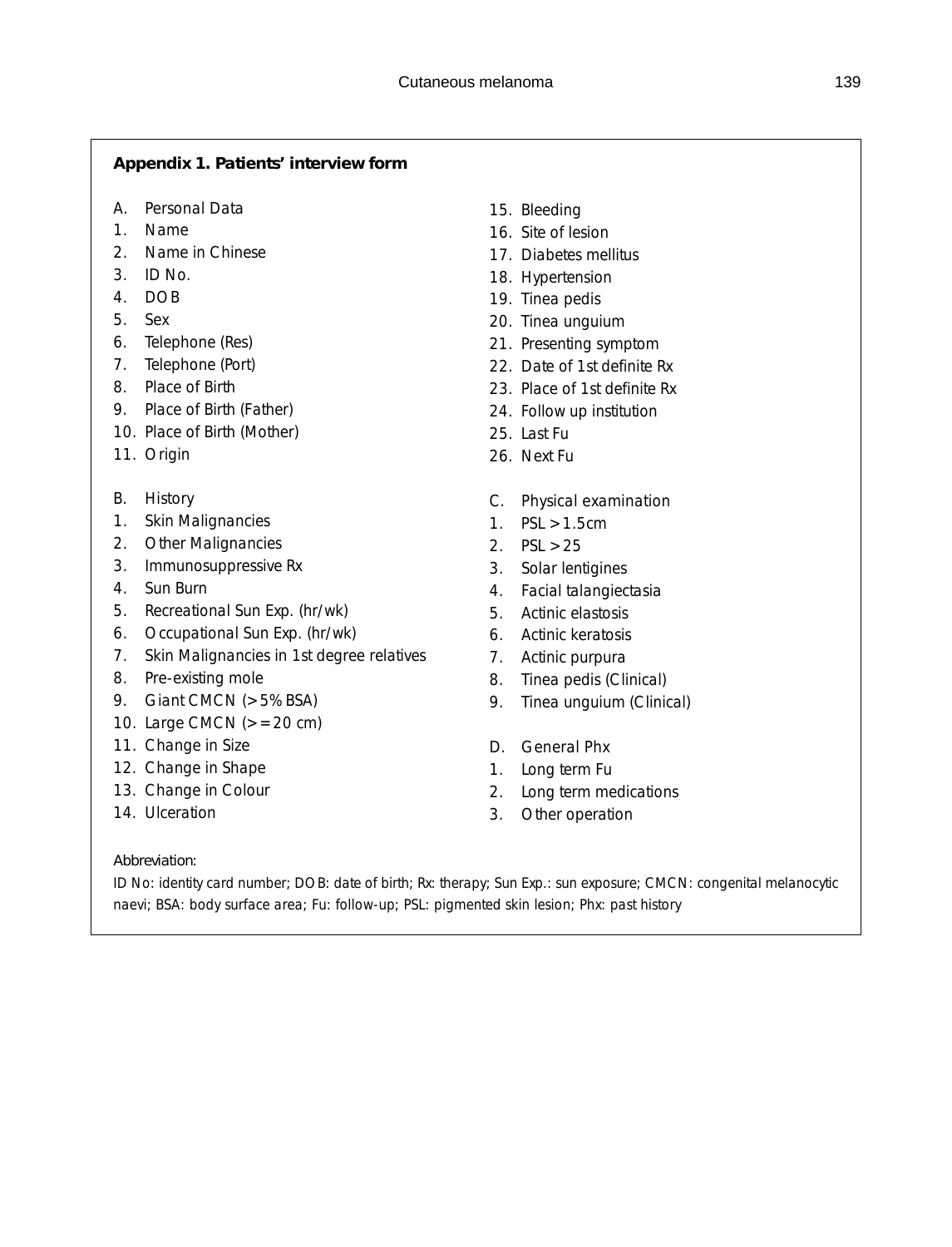**Appendix 1. Patients' interview form**

A. Personal Data
1. Name
2. Name in Chinese
3. ID No.
4. DOB
5. Sex
6. Telephone (Res)
7. Telephone (Port)
8. Place of Birth
9. Place of Birth (Father)
10. Place of Birth (Mother)
11. Origin

B. History
1. Skin Malignancies
2. Other Malignancies
3. Immunosuppressive Rx
4. Sun Burn
5. Recreational Sun Exp. (hr/wk)
6. Occupational Sun Exp. (hr/wk)
7. Skin Malignancies in 1st degree relatives
8. Pre-existing mole
9. Giant CMCN (>5% BSA)
10. Large CMCN (>=20 cm)
11. Change in Size
12. Change in Shape
13. Change in Colour
14. Ulceration
15. Bleeding
16. Site of lesion
17. Diabetes mellitus
18. Hypertension
19. Tinea pedis
20. Tinea unguium
21. Presenting symptom
22. Date of 1st definite Rx
23. Place of 1st definite Rx
24. Follow up institution
25. Last Fu
26. Next Fu

C. Physical examination
1. PSL >1.5cm
2. PSL >25
3. Solar lentigines
4. Facial talangiectasia
5. Actinic elastosis
6. Actinic keratosis
7. Actinic purpura
8. Tinea pedis (Clinical)
9. Tinea unguium (Clinical)

D. General Phx
1. Long term Fu
2. Long term medications
3. Other operation

Abbreviation:
ID No: identity card number; DOB: date of birth; Rx: therapy; Sun Exp.: sun exposure; CMCN: congenital melanocytic naevi; BSA: body surface area; Fu: follow-up; PSL: pigmented skin lesion; Phx: past history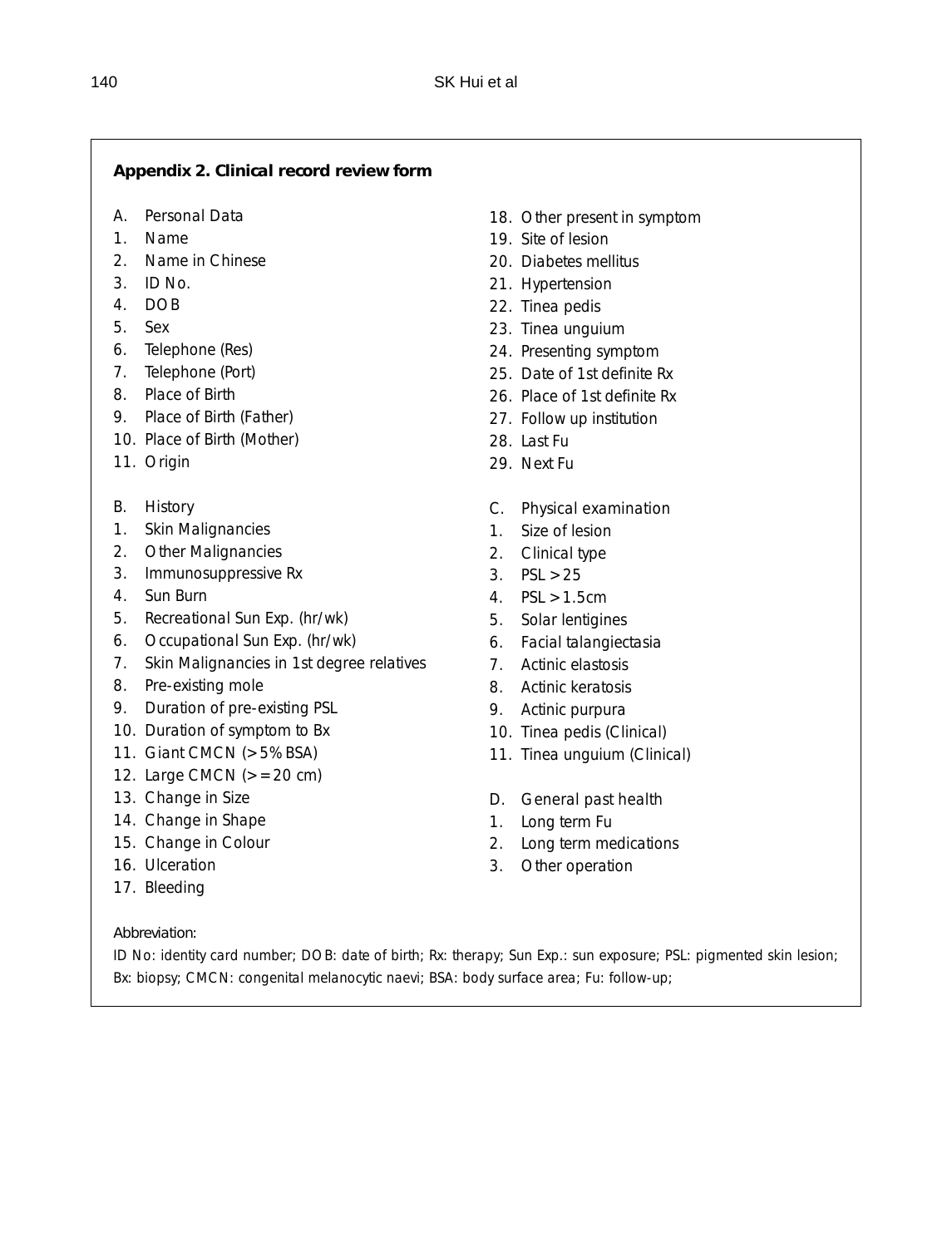**Appendix 2. Clinical record review form**

A. Personal Data
1. Name
2. Name in Chinese
3. ID No.
4. DOB
5. Sex
6. Telephone (Res)
7. Telephone (Port)
8. Place of Birth
9. Place of Birth (Father)
10. Place of Birth (Mother)
11. Origin

B. History
1. Skin Malignancies
2. Other Malignancies
3. Immunosuppressive Rx
4. Sun Burn
5. Recreational Sun Exp. (hr/wk)
6. Occupational Sun Exp. (hr/wk)
7. Skin Malignancies in 1st degree relatives
8. Pre-existing mole
9. Duration of pre-existing PSL
10. Duration of symptom to Bx
11. Giant CMCN (>5% BSA)
12. Large CMCN (>=20 cm)
13. Change in Size
14. Change in Shape
15. Change in Colour
16. Ulceration
17. Bleeding
18. Other present in symptom
19. Site of lesion
20. Diabetes mellitus
21. Hypertension
22. Tinea pedis
23. Tinea unguium
24. Presenting symptom
25. Date of 1st definite Rx
26. Place of 1st definite Rx
27. Follow up institution
28. Last Fu
29. Next Fu

C. Physical examination
1. Size of lesion
2. Clinical type
3. PSL >25
4. PSL >1.5cm
5. Solar lentigines
6. Facial talangiectasia
7. Actinic elastosis
8. Actinic keratosis
9. Actinic purpura
10. Tinea pedis (Clinical)
11. Tinea unguium (Clinical)

D. General past health
1. Long term Fu
2. Long term medications
3. Other operation

Abbreviation:

ID No: identity card number; DOB: date of birth; Rx: therapy; Sun Exp.: sun exposure; PSL: pigmented skin lesion; Bx: biopsy; CMCN: congenital melanocytic naevi; BSA: body surface area; Fu: follow-up;